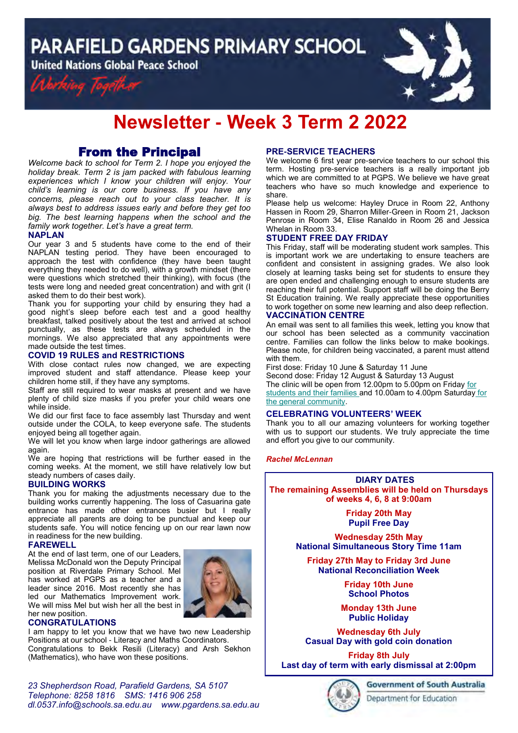# PARAFIELD GARDENS PRIMARY SCHOOL

**United Nations Global Peace School**

*Working Together*

# Newsletter - Week 3 Term 2 2022

## From the Principal

*Welcome back to school for Term 2. I hope you enjoyed the holiday break. Term 2 is jam packed with fabulous learning experiences which I know your children will enjoy. Your child's learning is our core business. If you have any concerns, please reach out to your class teacher. It is always best to address issues early and before they get too big. The best learning happens when the school and the family work together. Let's have a great term.*

### NAPLAN

Our year 3 and 5 students have come to the end of their NAPLAN testing period. They have been encouraged to approach the test with confidence (they have been taught everything they needed to do well), with a growth mindset (there were questions which stretched their thinking), with focus (the tests were long and needed great concentration) and with grit (I asked them to do their best work).

Thank you for supporting your child by ensuring they had a good night's sleep before each test and a good healthy breakfast, talked positively about the test and arrived at school punctually, as these tests are always scheduled in the mornings. We also appreciated that any appointments were made outside the test times.

### COVID 19 RULES and RESTRICTIONS

With close contact rules now changed, we are expecting improved student and staff attendance. Please keep your children home still, if they have any symptoms.

Staff are still required to wear masks at present and we have plenty of child size masks if you prefer your child wears one while inside.

We did our first face to face assembly last Thursday and went outside under the COLA, to keep everyone safe. The students enjoyed being all together again.

We will let you know when large indoor gatherings are allowed again.

We are hoping that restrictions will be further eased in the coming weeks. At the moment, we still have relatively low but steady numbers of cases daily.

### BUILDING WORKS

Thank you for making the adjustments necessary due to the building works currently happening. The loss of Casuarina gate entrance has made other entrances busier but I really appreciate all parents are doing to be punctual and keep our students safe. You will notice fencing up on our rear lawn now in readiness for the new building.

### FAREWELL

At the end of last term, one of our Leaders, Melissa McDonald won the Deputy Principal position at Riverdale Primary School. Mel has worked at PGPS as a teacher and a leader since 2016. Most recently she has led our Mathematics Improvement work. We will miss Mel but wish her all the best in her new position.

### CONGRATULATIONS

I am happy to let you know that we have two new Leadership Positions at our school - Literacy and Maths Coordinators. Congratulations to Bekk Resili (Literacy) and Arsh Sekhon (Mathematics), who have won these positions.

### PRE-SERVICE TEACHERS

We welcome 6 first year pre-service teachers to our school this term. Hosting pre-service teachers is a really important job which we are committed to at PGPS. We believe we have great teachers who have so much knowledge and experience to share.

Please help us welcome: Hayley Druce in Room 22, Anthony Hassen in Room 29, Sharron Miller-Green in Room 21, Jackson Penrose in Room 34, Elise Ranaldo in Room 26 and Jessica Whelan in Room 33.

### STUDENT FREE DAY FRIDAY

This Friday, staff will be moderating student work samples. This is important work we are undertaking to ensure teachers are confident and consistent in assigning grades. We also look closely at learning tasks being set for students to ensure they are open ended and challenging enough to ensure students are reaching their full potential. Support staff will be doing the Berry St Education training. We really appreciate these opportunities to work together on some new learning and also deep reflection.

### VACCINATION CENTRE

An email was sent to all families this week, letting you know that our school has been selected as a community vaccination centre. Families can follow the links below to make bookings. Please note, for children being vaccinated, a parent must attend with them.

First dose: Friday 10 June & Saturday 11 June

Second dose: Friday 12 August & Saturday 13 August

The clinic will be open from 12.00pm to 5.00pm on Friday for students and their families and 10.00am to 4.00pm Saturday for the general community.

### CELEBRATING VOLUNTEERS' WEEK

Thank you to all our amazing volunteers for working together with us to support our students. We truly appreciate the time and effort you give to our community.

*Rachel McLennan*

### DIARY DATES

**The remaining Assemblies will be held on Thursdays of weeks 4, 6, 8 at 9:00am**

**Friday 20th May**
**Pupil Free Day**

**Wednesday 25th May**
**National Simultaneous Story Time 11am**

**Friday 27th May to Friday 3rd June**
**National Reconciliation Week**

**Friday 10th June**
**School Photos**

**Monday 13th June**
**Public Holiday**

**Wednesday 6th July**
**Casual Day with gold coin donation**

**Friday 8th July**
**Last day of term with early dismissal at 2:00pm**

*23 Shepherdson Road, Parafield Gardens, SA 5107*
*Telephone: 8258 1816 SMS: 1416 906 258*
*dl.0537.info@schools.sa.edu.au www.pgardens.sa.edu.au*

Government of South Australia
Department for Education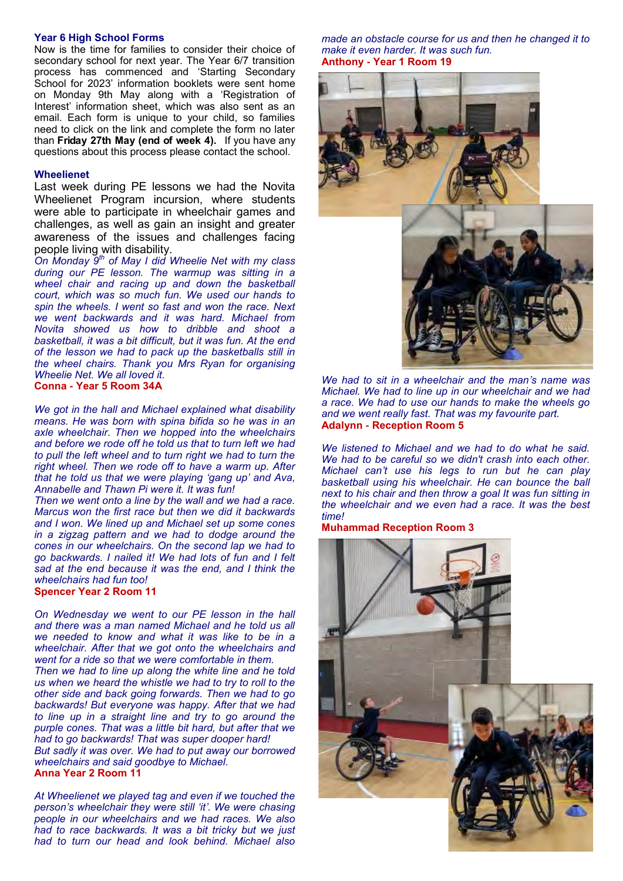### Year 6 High School Forms

Now is the time for families to consider their choice of secondary school for next year. The Year 6/7 transition process has commenced and 'Starting Secondary School for 2023' information booklets were sent home on Monday 9th May along with a 'Registration of Interest' information sheet, which was also sent as an email. Each form is unique to your child, so families need to click on the link and complete the form no later than **Friday 27th May (end of week 4).** If you have any questions about this process please contact the school.

### Wheelienet

Last week during PE lessons we had the Novita Wheelienet Program incursion, where students were able to participate in wheelchair games and challenges, as well as gain an insight and greater awareness of the issues and challenges facing people living with disability.

*On Monday 9th of May I did Wheelie Net with my class during our PE lesson. The warmup was sitting in a wheel chair and racing up and down the basketball court, which was so much fun. We used our hands to spin the wheels. I went so fast and won the race. Next we went backwards and it was hard. Michael from Novita showed us how to dribble and shoot a basketball, it was a bit difficult, but it was fun. At the end of the lesson we had to pack up the basketballs still in the wheel chairs. Thank you Mrs Ryan for organising Wheelie Net. We all loved it.*

**Conna - Year 5 Room 34A**

*We got in the hall and Michael explained what disability means. He was born with spina bifida so he was in an axle wheelchair. Then we hopped into the wheelchairs and before we rode off he told us that to turn left we had to pull the left wheel and to turn right we had to turn the right wheel. Then we rode off to have a warm up. After that he told us that we were playing 'gang up' and Ava, Annabelle and Thawn Pi were it. It was fun!*

*Then we went onto a line by the wall and we had a race. Marcus won the first race but then we did it backwards and I won. We lined up and Michael set up some cones in a zigzag pattern and we had to dodge around the cones in our wheelchairs. On the second lap we had to go backwards. I nailed it! We had lots of fun and I felt sad at the end because it was the end, and I think the wheelchairs had fun too!*

**Spencer Year 2 Room 11**

*On Wednesday we went to our PE lesson in the hall and there was a man named Michael and he told us all we needed to know and what it was like to be in a wheelchair. After that we got onto the wheelchairs and went for a ride so that we were comfortable in them.*

*Then we had to line up along the white line and he told us when we heard the whistle we had to try to roll to the other side and back going forwards. Then we had to go backwards! But everyone was happy. After that we had to line up in a straight line and try to go around the purple cones. That was a little bit hard, but after that we had to go backwards! That was super dooper hard!*

*But sadly it was over. We had to put away our borrowed wheelchairs and said goodbye to Michael.*

**Anna Year 2 Room 11**

*At Wheelienet we played tag and even if we touched the person's wheelchair they were still 'it'. We were chasing people in our wheelchairs and we had races. We also had to race backwards. It was a bit tricky but we just had to turn our head and look behind. Michael also made an obstacle course for us and then he changed it to make it even harder. It was such fun.*

**Anthony - Year 1 Room 19**

*We had to sit in a wheelchair and the man's name was Michael. We had to line up in our wheelchair and we had a race. We had to use our hands to make the wheels go and we went really fast. That was my favourite part.*

**Adalynn - Reception Room 5**

*We listened to Michael and we had to do what he said. We had to be careful so we didn't crash into each other. Michael can't use his legs to run but he can play basketball using his wheelchair. He can bounce the ball next to his chair and then throw a goal It was fun sitting in the wheelchair and we even had a race. It was the best time!*

**Muhammad Reception Room 3**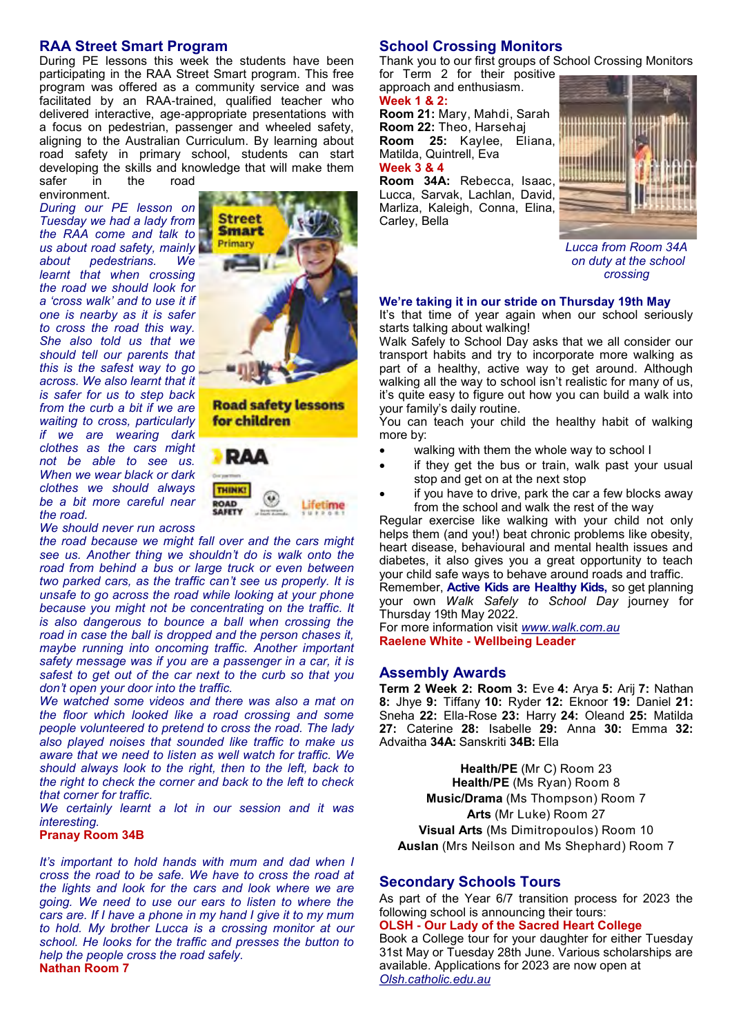## RAA Street Smart Program

During PE lessons this week the students have been participating in the RAA Street Smart program. This free program was offered as a community service and was facilitated by an RAA-trained, qualified teacher who delivered interactive, age-appropriate presentations with a focus on pedestrian, passenger and wheeled safety, aligning to the Australian Curriculum. By learning about road safety in primary school, students can start developing the skills and knowledge that will make them safer in the road environment.

*During our PE lesson on Tuesday we had a lady from the RAA come and talk to us about road safety, mainly about pedestrians. We learnt that when crossing the road we should look for a 'cross walk' and to use it if one is nearby as it is safer to cross the road this way. She also told us that we should tell our parents that this is the safest way to go across. We also learnt that it is safer for us to step back from the curb a bit if we are waiting to cross, particularly if we are wearing dark clothes as the cars might not be able to see us. When we wear black or dark clothes we should always be a bit more careful near the road.*

*We should never run across the road because we might fall over and the cars might see us. Another thing we shouldn't do is walk onto the road from behind a bus or large truck or even between two parked cars, as the traffic can't see us properly. It is unsafe to go across the road while looking at your phone because you might not be concentrating on the traffic. It is also dangerous to bounce a ball when crossing the road in case the ball is dropped and the person chases it, maybe running into oncoming traffic. Another important safety message was if you are a passenger in a car, it is safest to get out of the car next to the curb so that you don't open your door into the traffic.*

*We watched some videos and there was also a mat on the floor which looked like a road crossing and some people volunteered to pretend to cross the road. The lady also played noises that sounded like traffic to make us aware that we need to listen as well watch for traffic. We should always look to the right, then to the left, back to the right to check the corner and back to the left to check that corner for traffic.*

*We certainly learnt a lot in our session and it was interesting.*

**Pranay Room 34B**

*It's important to hold hands with mum and dad when I cross the road to be safe. We have to cross the road at the lights and look for the cars and look where we are going. We need to use our ears to listen to where the cars are. If I have a phone in my hand I give it to my mum to hold. My brother Lucca is a crossing monitor at our school. He looks for the traffic and presses the button to help the people cross the road safely.*

**Nathan Room 7**

## School Crossing Monitors

Thank you to our first groups of School Crossing Monitors for Term 2 for their positive approach and enthusiasm.

**Week 1 & 2:**

**Room 21:** Mary, Mahdi, Sarah
**Room 22:** Theo, Harsehaj
**Room 25:** Kaylee, Eliana, Matilda, Quintrell, Eva

**Week 3 & 4**

**Room 34A:** Rebecca, Isaac, Lucca, Sarvak, Lachlan, David, Marliza, Kaleigh, Conna, Elina, Carley, Bella

*Lucca from Room 34A on duty at the school crossing*

### We're taking it in our stride on Thursday 19th May

It's that time of year again when our school seriously starts talking about walking!

Walk Safely to School Day asks that we all consider our transport habits and try to incorporate more walking as part of a healthy, active way to get around. Although walking all the way to school isn't realistic for many of us, it's quite easy to figure out how you can build a walk into your family's daily routine.

You can teach your child the healthy habit of walking more by:

- walking with them the whole way to school l
- if they get the bus or train, walk past your usual stop and get on at the next stop
- if you have to drive, park the car a few blocks away from the school and walk the rest of the way

Regular exercise like walking with your child not only helps them (and you!) beat chronic problems like obesity, heart disease, behavioural and mental health issues and diabetes, it also gives you a great opportunity to teach your child safe ways to behave around roads and traffic.

Remember, **Active Kids are Healthy Kids,** so get planning your own *Walk Safely to School Day* journey for Thursday 19th May 2022.

For more information visit www.walk.com.au

**Raelene White - Wellbeing Leader**

## Assembly Awards

**Term 2 Week 2: Room 3:** Eve **4:** Arya **5:** Arij **7:** Nathan **8:** Jhye **9:** Tiffany **10:** Ryder **12:** Eknoor **19:** Daniel **21:** Sneha **22:** Ella-Rose **23:** Harry **24:** Oleand **25:** Matilda **27:** Caterine **28:** Isabelle **29:** Anna **30:** Emma **32:** Advaitha **34A:** Sanskriti **34B:** Ella

**Health/PE** (Mr C) Room 23
**Health/PE** (Ms Ryan) Room 8
**Music/Drama** (Ms Thompson) Room 7
**Arts** (Mr Luke) Room 27
**Visual Arts** (Ms Dimitropoulos) Room 10
**Auslan** (Mrs Neilson and Ms Shephard) Room 7

## Secondary Schools Tours

As part of the Year 6/7 transition process for 2023 the following school is announcing their tours:

**OLSH - Our Lady of the Sacred Heart College**

Book a College tour for your daughter for either Tuesday 31st May or Tuesday 28th June. Various scholarships are available. Applications for 2023 are now open at Olsh.catholic.edu.au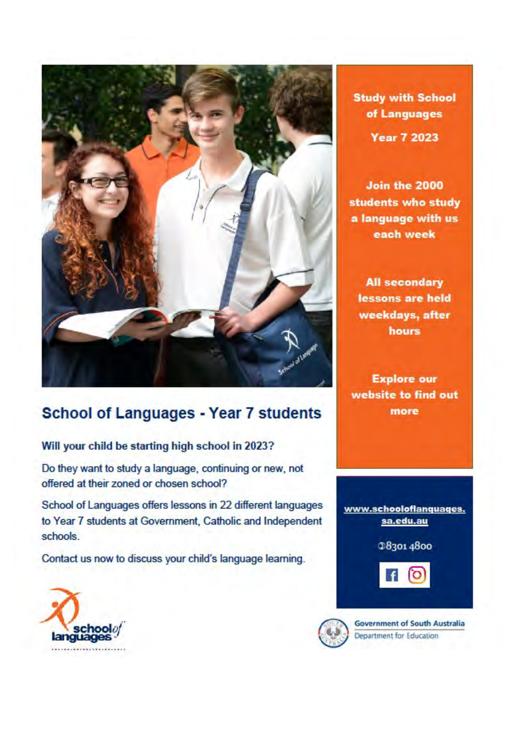## School of Languages - Year 7 students

**Will your child be starting high school in 2023?**

Do they want to study a language, continuing or new, not offered at their zoned or chosen school?

School of Languages offers lessons in 22 different languages to Year 7 students at Government, Catholic and Independent schools.

Contact us now to discuss your child's language learning.

**Study with School of Languages**

**Year 7 2023**

**Join the 2000 students who study a language with us each week**

**All secondary lessons are held weekdays, after hours**

**Explore our website to find out more**

**www.schooloflanguages.sa.edu.au**

✆8301 4800

school of languages

Government of South Australia
Department for Education